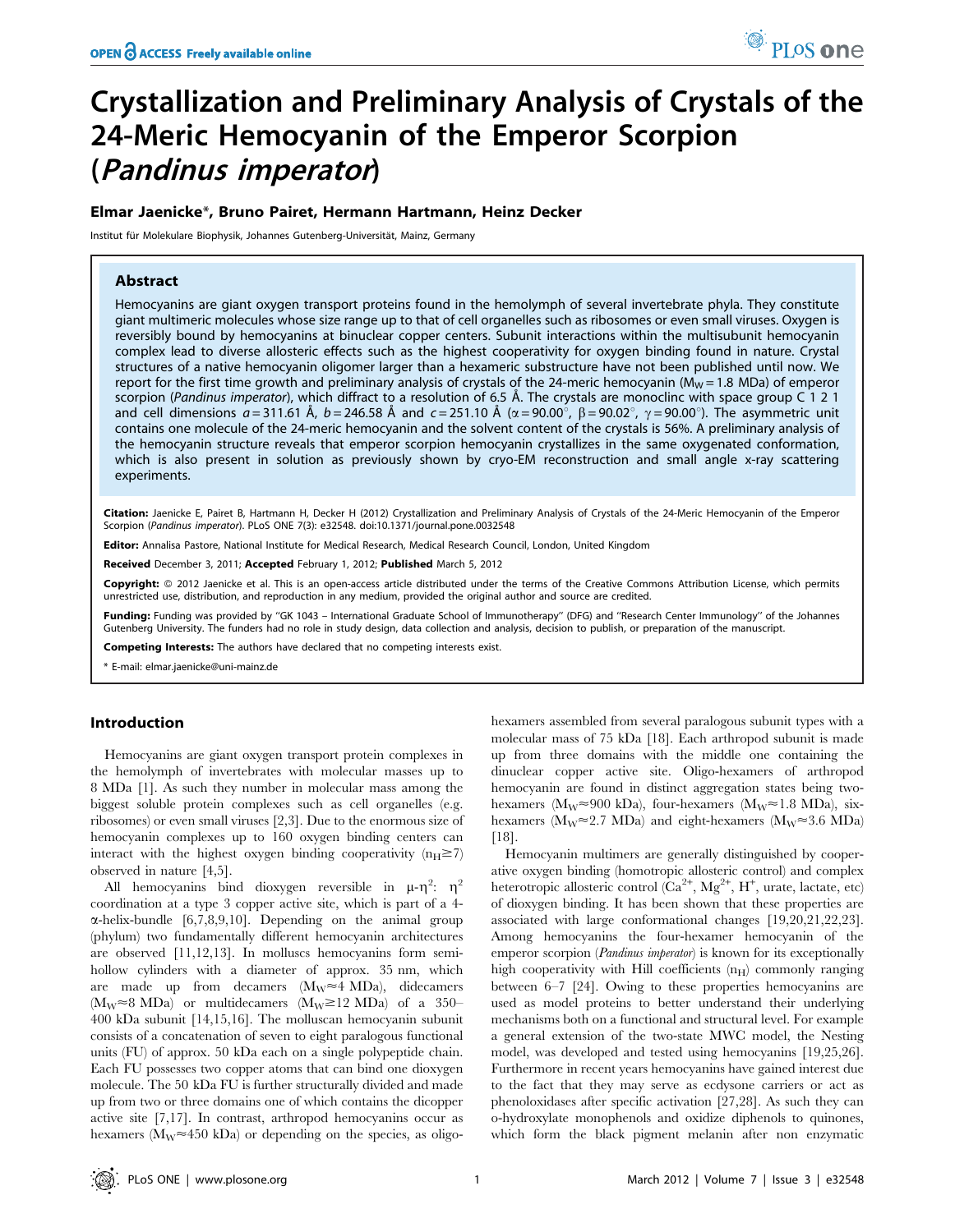# Crystallization and Preliminary Analysis of Crystals of the 24-Meric Hemocyanin of the Emperor Scorpion (*Pandinus imperator*)

**Elmar Jaenicke\*, Bruno Pairet, Hermann Hartmann, Heinz Decker**

Institut für Molekulare Biophysik, Johannes Gutenberg-Universität, Mainz, Germany

## Abstract

Hemocyanins are giant oxygen transport proteins found in the hemolymph of several invertebrate phyla. They constitute giant multimeric molecules whose size range up to that of cell organelles such as ribosomes or even small viruses. Oxygen is reversibly bound by hemocyanins at binuclear copper centers. Subunit interactions within the multisubunit hemocyanin complex lead to diverse allosteric effects such as the highest cooperativity for oxygen binding found in nature. Crystal structures of a native hemocyanin oligomer larger than a hexameric substructure have not been published until now. We report for the first time growth and preliminary analysis of crystals of the 24-meric hemocyanin ($M_W$ = 1.8 MDa) of emperor scorpion (*Pandinus imperator*), which diffract to a resolution of 6.5 Å. The crystals are monoclinc with space group C 1 2 1 and cell dimensions $a$ = 311.61 Å, $b$ = 246.58 Å and $c$ = 251.10 Å ($\alpha$ = 90.00°, $\beta$ = 90.02°, $\gamma$ = 90.00°). The asymmetric unit contains one molecule of the 24-meric hemocyanin and the solvent content of the crystals is 56%. A preliminary analysis of the hemocyanin structure reveals that emperor scorpion hemocyanin crystallizes in the same oxygenated conformation, which is also present in solution as previously shown by cryo-EM reconstruction and small angle x-ray scattering experiments.

**Citation:** Jaenicke E, Pairet B, Hartmann H, Decker H (2012) Crystallization and Preliminary Analysis of Crystals of the 24-Meric Hemocyanin of the Emperor Scorpion (*Pandinus imperator*). PLoS ONE 7(3): e32548. doi:10.1371/journal.pone.0032548

**Editor:** Annalisa Pastore, National Institute for Medical Research, Medical Research Council, London, United Kingdom

**Received** December 3, 2011; **Accepted** February 1, 2012; **Published** March 5, 2012

**Copyright:** © 2012 Jaenicke et al. This is an open-access article distributed under the terms of the Creative Commons Attribution License, which permits unrestricted use, distribution, and reproduction in any medium, provided the original author and source are credited.

**Funding:** Funding was provided by "GK 1043 – International Graduate School of Immunotherapy" (DFG) and "Research Center Immunology" of the Johannes Gutenberg University. The funders had no role in study design, data collection and analysis, decision to publish, or preparation of the manuscript.

**Competing Interests:** The authors have declared that no competing interests exist.

\* E-mail: elmar.jaenicke@uni-mainz.de

## Introduction

Hemocyanins are giant oxygen transport protein complexes in the hemolymph of invertebrates with molecular masses up to 8 MDa [1]. As such they number in molecular mass among the biggest soluble protein complexes such as cell organelles (e.g. ribosomes) or even small viruses [2,3]. Due to the enormous size of hemocyanin complexes up to 160 oxygen binding centers can interact with the highest oxygen binding cooperativity ($n_H \gtrsim 7$) observed in nature [4,5].

All hemocyanins bind dioxygen reversible in $\mu$-$\eta^2$: $\eta^2$ coordination at a type 3 copper active site, which is part of a 4-$\alpha$-helix-bundle [6,7,8,9,10]. Depending on the animal group (phylum) two fundamentally different hemocyanin architectures are observed [11,12,13]. In molluscs hemocyanins form semi-hollow cylinders with a diameter of approx. 35 nm, which are made up from decamers ($M_W \approx 4$ MDa), didecamers ($M_W \approx 8$ MDa) or multidecamers ($M_W \geq 12$ MDa) of a 350–400 kDa subunit [14,15,16]. The molluscan hemocyanin subunit consists of a concatenation of seven to eight paralogous functional units (FU) of approx. 50 kDa each on a single polypeptide chain. Each FU possesses two copper atoms that can bind one dioxygen molecule. The 50 kDa FU is further structurally divided and made up from two or three domains one of which contains the dicopper active site [7,17]. In contrast, arthropod hemocyanins occur as hexamers ($M_W \approx 450$ kDa) or depending on the species, as oligo-hexamers assembled from several paralogous subunit types with a molecular mass of 75 kDa [18]. Each arthropod subunit is made up from three domains with the middle one containing the dinuclear copper active site. Oligo-hexamers of arthropod hemocyanin are found in distinct aggregation states being two-hexamers ($M_W \approx 900$ kDa), four-hexamers ($M_W \approx 1.8$ MDa), six-hexamers ($M_W \approx 2.7$ MDa) and eight-hexamers ($M_W \approx 3.6$ MDa) [18].

Hemocyanin multimers are generally distinguished by cooperative oxygen binding (homotropic allosteric control) and complex heterotropic allosteric control ($Ca^{2+}$, $Mg^{2+}$, $H^+$, urate, lactate, etc) of dioxygen binding. It has been shown that these properties are associated with large conformational changes [19,20,21,22,23]. Among hemocyanins the four-hexamer hemocyanin of the emperor scorpion (*Pandinus imperator*) is known for its exceptionally high cooperativity with Hill coefficients ($n_H$) commonly ranging between 6–7 [24]. Owing to these properties hemocyanins are used as model proteins to better understand their underlying mechanisms both on a functional and structural level. For example a general extension of the two-state MWC model, the Nesting model, was developed and tested using hemocyanins [19,25,26]. Furthermore in recent years hemocyanins have gained interest due to the fact that they may serve as ecdysone carriers or act as phenoloxidases after specific activation [27,28]. As such they can o-hydroxylate monophenols and oxidize diphenols to quinones, which form the black pigment melanin after non enzymatic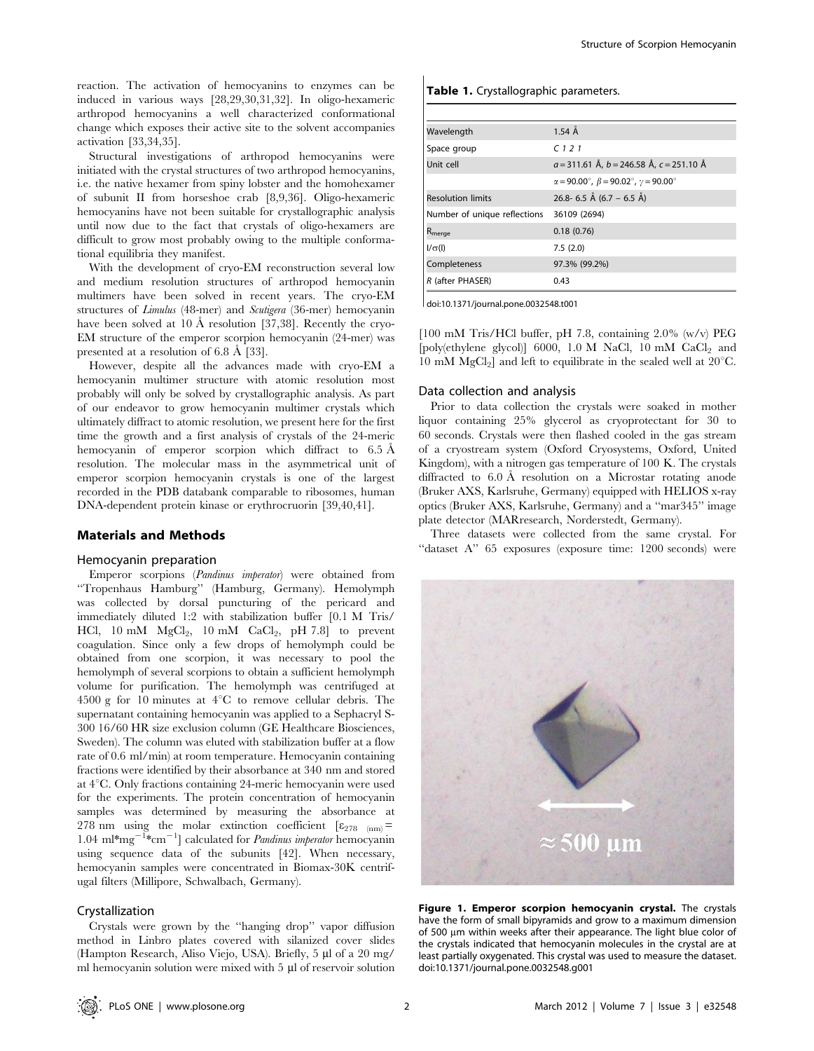reaction. The activation of hemocyanins to enzymes can be induced in various ways [28,29,30,31,32]. In oligo-hexameric arthropod hemocyanins a well characterized conformational change which exposes their active site to the solvent accompanies activation [33,34,35].

Structural investigations of arthropod hemocyanins were initiated with the crystal structures of two arthropod hemocyanins, i.e. the native hexamer from spiny lobster and the homohexamer of subunit II from horseshoe crab [8,9,36]. Oligo-hexameric hemocyanins have not been suitable for crystallographic analysis until now due to the fact that crystals of oligo-hexamers are difficult to grow most probably owing to the multiple conformational equilibria they manifest.

With the development of cryo-EM reconstruction several low and medium resolution structures of arthropod hemocyanin multimers have been solved in recent years. The cryo-EM structures of *Limulus* (48-mer) and *Scutigera* (36-mer) hemocyanin have been solved at 10 Å resolution [37,38]. Recently the cryo-EM structure of the emperor scorpion hemocyanin (24-mer) was presented at a resolution of 6.8 Å [33].

However, despite all the advances made with cryo-EM a hemocyanin multimer structure with atomic resolution most probably will only be solved by crystallographic analysis. As part of our endeavor to grow hemocyanin multimer crystals which ultimately diffract to atomic resolution, we present here for the first time the growth and a first analysis of crystals of the 24-meric hemocyanin of emperor scorpion which diffract to 6.5 Å resolution. The molecular mass in the asymmetrical unit of emperor scorpion hemocyanin crystals is one of the largest recorded in the PDB databank comparable to ribosomes, human DNA-dependent protein kinase or erythrocruorin [39,40,41].

## Materials and Methods

### Hemocyanin preparation

Emperor scorpions (*Pandinus imperator*) were obtained from "Tropenhaus Hamburg" (Hamburg, Germany). Hemolymph was collected by dorsal puncturing of the pericard and immediately diluted 1:2 with stabilization buffer [0.1 M Tris/HCl, 10 mM $MgCl_2$, 10 mM $CaCl_2$, pH 7.8] to prevent coagulation. Since only a few drops of hemolymph could be obtained from one scorpion, it was necessary to pool the hemolymph of several scorpions to obtain a sufficient hemolymph volume for purification. The hemolymph was centrifuged at 4500 g for 10 minutes at 4°C to remove cellular debris. The supernatant containing hemocyanin was applied to a Sephacryl S-300 16/60 HR size exclusion column (GE Healthcare Biosciences, Sweden). The column was eluted with stabilization buffer at a flow rate of 0.6 ml/min) at room temperature. Hemocyanin containing fractions were identified by their absorbance at 340 nm and stored at 4°C. Only fractions containing 24-meric hemocyanin were used for the experiments. The protein concentration of hemocyanin samples was determined by measuring the absorbance at 278 nm using the molar extinction coefficient [$\varepsilon_{278\ (\text{nm})} = 1.04\ \text{ml*mg}^{-1}\text{*cm}^{-1}$] calculated for *Pandinus imperator* hemocyanin using sequence data of the subunits [42]. When necessary, hemocyanin samples were concentrated in Biomax-30K centrifugal filters (Millipore, Schwalbach, Germany).

### Crystallization

Crystals were grown by the "hanging drop" vapor diffusion method in Linbro plates covered with silanized cover slides (Hampton Research, Aliso Viejo, USA). Briefly, 5 µl of a 20 mg/ml hemocyanin solution were mixed with 5 µl of reservoir solution [100 mM Tris/HCl buffer, pH 7.8, containing 2.0% (w/v) PEG [poly(ethylene glycol)] 6000, 1.0 M NaCl, 10 mM $CaCl_2$ and 10 mM $MgCl_2$] and left to equilibrate in the sealed well at 20°C.

**Table 1.** Crystallographic parameters.

| | |
|---|---|
| Wavelength | 1.54 Å |
| Space group | *C 1 2 1* |
| Unit cell | *a* = 311.61 Å, *b* = 246.58 Å, *c* = 251.10 Å |
| | $\alpha$ = 90.00°, $\beta$ = 90.02°, $\gamma$ = 90.00° |
| Resolution limits | 26.8- 6.5 Å (6.7 – 6.5 Å) |
| Number of unique reflections | 36109 (2694) |
| $R_{merge}$ | 0.18 (0.76) |
| $I/\sigma(I)$ | 7.5 (2.0) |
| Completeness | 97.3% (99.2%) |
| *R* (after PHASER) | 0.43 |

doi:10.1371/journal.pone.0032548.t001

### Data collection and analysis

Prior to data collection the crystals were soaked in mother liquor containing 25% glycerol as cryoprotectant for 30 to 60 seconds. Crystals were then flashed cooled in the gas stream of a cryostream system (Oxford Cryosystems, Oxford, United Kingdom), with a nitrogen gas temperature of 100 K. The crystals diffracted to 6.0 Å resolution on a Microstar rotating anode (Bruker AXS, Karlsruhe, Germany) equipped with HELIOS x-ray optics (Bruker AXS, Karlsruhe, Germany) and a "mar345" image plate detector (MARresearch, Norderstedt, Germany).

Three datasets were collected from the same crystal. For "dataset A" 65 exposures (exposure time: 1200 seconds) were

**Figure 1. Emperor scorpion hemocyanin crystal.** The crystals have the form of small bipyramids and grow to a maximum dimension of 500 µm within weeks after their appearance. The light blue color of the crystals indicated that hemocyanin molecules in the crystal are at least partially oxygenated. This crystal was used to measure the dataset.
doi:10.1371/journal.pone.0032548.g001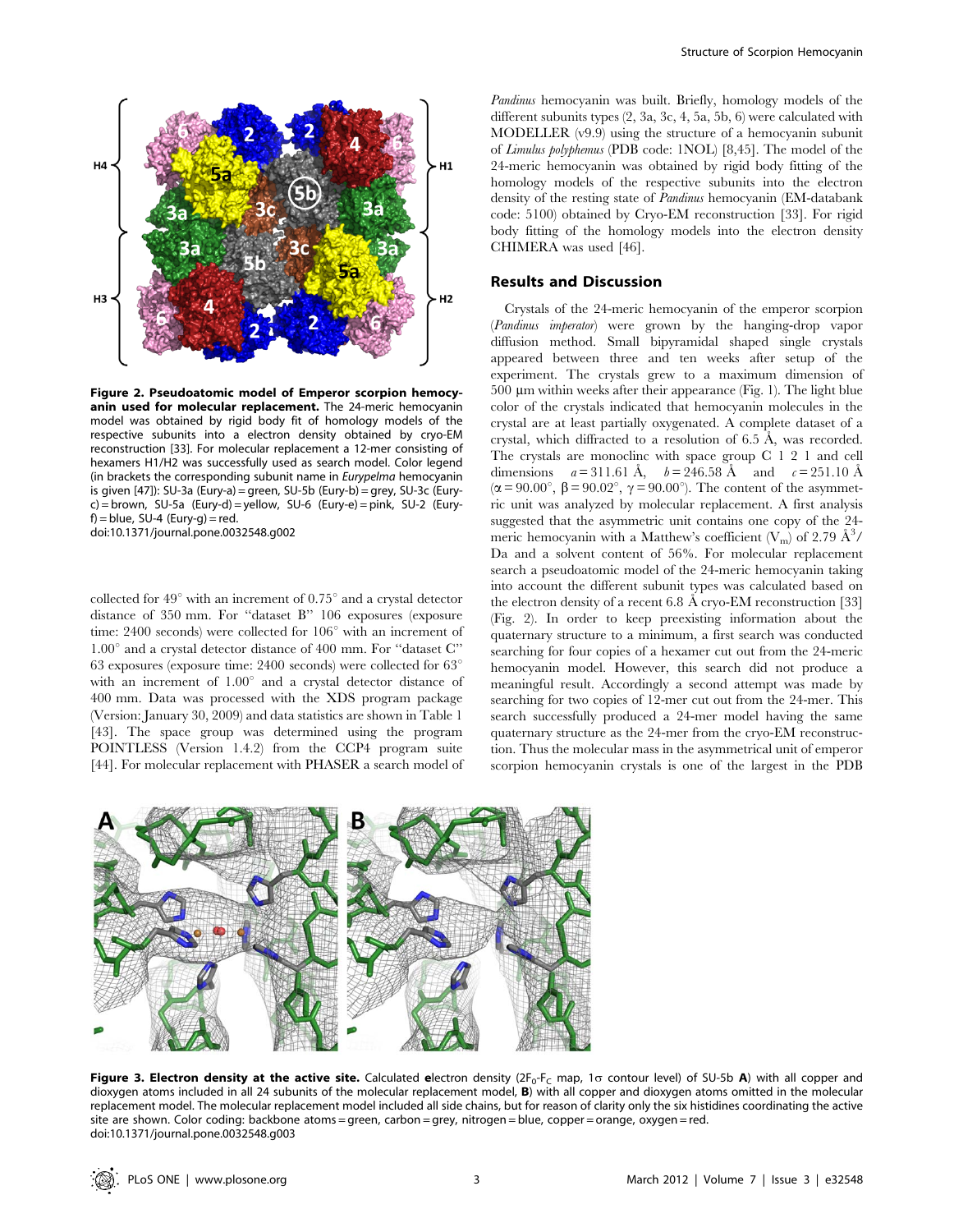**Figure 2. Pseudoatomic model of Emperor scorpion hemocyanin used for molecular replacement.** The 24-meric hemocyanin model was obtained by rigid body fit of homology models of the respective subunits into a electron density obtained by cryo-EM reconstruction [33]. For molecular replacement a 12-mer consisting of hexamers H1/H2 was successfully used as search model. Color legend (in brackets the corresponding subunit name in *Eurypelma* hemocyanin is given [47]): SU-3a (Eury-a) = green, SU-5b (Eury-b) = grey, SU-3c (Eury-c) = brown, SU-5a (Eury-d) = yellow, SU-6 (Eury-e) = pink, SU-2 (Eury-f) = blue, SU-4 (Eury-g) = red.
doi:10.1371/journal.pone.0032548.g002

collected for 49° with an increment of 0.75° and a crystal detector distance of 350 mm. For "dataset B" 106 exposures (exposure time: 2400 seconds) were collected for 106° with an increment of 1.00° and a crystal detector distance of 400 mm. For "dataset C" 63 exposures (exposure time: 2400 seconds) were collected for 63° with an increment of 1.00° and a crystal detector distance of 400 mm. Data was processed with the XDS program package (Version: January 30, 2009) and data statistics are shown in Table 1 [43]. The space group was determined using the program POINTLESS (Version 1.4.2) from the CCP4 program suite [44]. For molecular replacement with PHASER a search model of *Pandinus* hemocyanin was built. Briefly, homology models of the different subunits types (2, 3a, 3c, 4, 5a, 5b, 6) were calculated with MODELLER (v9.9) using the structure of a hemocyanin subunit of *Limulus polyphemus* (PDB code: 1NOL) [8,45]. The model of the 24-meric hemocyanin was obtained by rigid body fitting of the homology models of the respective subunits into the electron density of the resting state of *Pandinus* hemocyanin (EM-databank code: 5100) obtained by Cryo-EM reconstruction [33]. For rigid body fitting of the homology models into the electron density CHIMERA was used [46].

## Results and Discussion

Crystals of the 24-meric hemocyanin of the emperor scorpion (*Pandinus imperator*) were grown by the hanging-drop vapor diffusion method. Small bipyramidal shaped single crystals appeared between three and ten weeks after setup of the experiment. The crystals grew to a maximum dimension of 500 µm within weeks after their appearance (Fig. 1). The light blue color of the crystals indicated that hemocyanin molecules in the crystal are at least partially oxygenated. A complete dataset of a crystal, which diffracted to a resolution of 6.5 Å, was recorded. The crystals are monoclinc with space group C 1 2 1 and cell dimensions $a = 311.61$ Å, $b = 246.58$ Å and $c = 251.10$ Å ($\alpha = 90.00°$, $\beta = 90.02°$, $\gamma = 90.00°$). The content of the asymmetric unit was analyzed by molecular replacement. A first analysis suggested that the asymmetric unit contains one copy of the 24-meric hemocyanin with a Matthew's coefficient ($V_m$) of 2.79 $Å^3$/Da and a solvent content of 56%. For molecular replacement search a pseudoatomic model of the 24-meric hemocyanin taking into account the different subunit types was calculated based on the electron density of a recent 6.8 Å cryo-EM reconstruction [33] (Fig. 2). In order to keep preexisting information about the quaternary structure to a minimum, a first search was conducted searching for four copies of a hexamer cut out from the 24-meric hemocyanin model. However, this search did not produce a meaningful result. Accordingly a second attempt was made by searching for two copies of 12-mer cut out from the 24-mer. This search successfully produced a 24-mer model having the same quaternary structure as the 24-mer from the cryo-EM reconstruction. Thus the molecular mass in the asymmetrical unit of emperor scorpion hemocyanin crystals is one of the largest in the PDB

**Figure 3. Electron density at the active site.** Calculated electron density ($2F_0$-$F_C$ map, 1σ contour level) of SU-5b **A**) with all copper and dioxygen atoms included in all 24 subunits of the molecular replacement model, **B**) with all copper and dioxygen atoms omitted in the molecular replacement model. The molecular replacement model included all side chains, but for reason of clarity only the six histidines coordinating the active site are shown. Color coding: backbone atoms = green, carbon = grey, nitrogen = blue, copper = orange, oxygen = red.
doi:10.1371/journal.pone.0032548.g003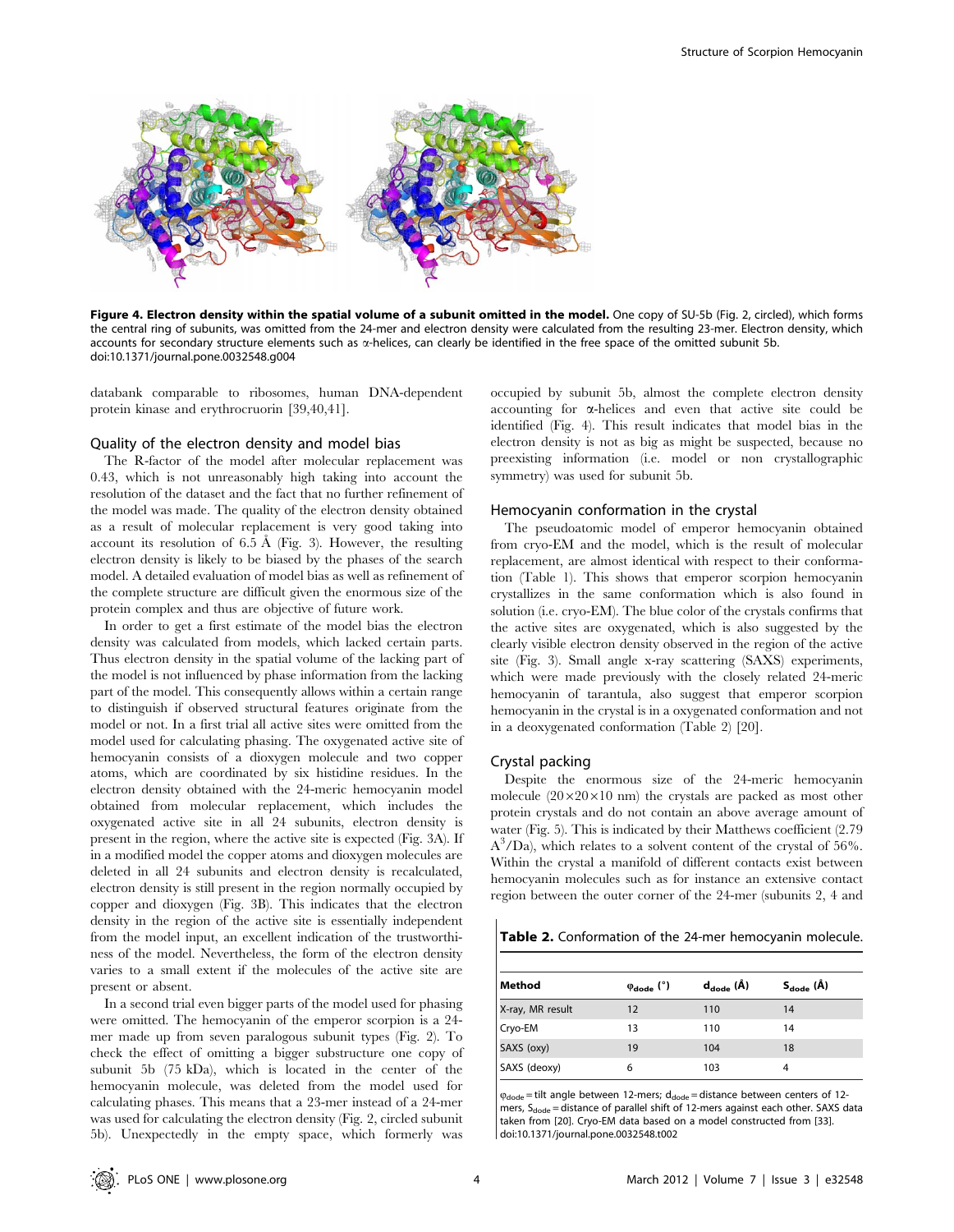**Figure 4. Electron density within the spatial volume of a subunit omitted in the model.** One copy of SU-5b (Fig. 2, circled), which forms the central ring of subunits, was omitted from the 24-mer and electron density were calculated from the resulting 23-mer. Electron density, which accounts for secondary structure elements such as α-helices, can clearly be identified in the free space of the omitted subunit 5b.
doi:10.1371/journal.pone.0032548.g004

databank comparable to ribosomes, human DNA-dependent protein kinase and erythrocruorin [39,40,41].

### Quality of the electron density and model bias

The R-factor of the model after molecular replacement was 0.43, which is not unreasonably high taking into account the resolution of the dataset and the fact that no further refinement of the model was made. The quality of the electron density obtained as a result of molecular replacement is very good taking into account its resolution of 6.5 Å (Fig. 3). However, the resulting electron density is likely to be biased by the phases of the search model. A detailed evaluation of model bias as well as refinement of the complete structure are difficult given the enormous size of the protein complex and thus are objective of future work.

In order to get a first estimate of the model bias the electron density was calculated from models, which lacked certain parts. Thus electron density in the spatial volume of the lacking part of the model is not influenced by phase information from the lacking part of the model. This consequently allows within a certain range to distinguish if observed structural features originate from the model or not. In a first trial all active sites were omitted from the model used for calculating phasing. The oxygenated active site of hemocyanin consists of a dioxygen molecule and two copper atoms, which are coordinated by six histidine residues. In the electron density obtained with the 24-meric hemocyanin model obtained from molecular replacement, which includes the oxygenated active site in all 24 subunits, electron density is present in the region, where the active site is expected (Fig. 3A). If in a modified model the copper atoms and dioxygen molecules are deleted in all 24 subunits and electron density is recalculated, electron density is still present in the region normally occupied by copper and dioxygen (Fig. 3B). This indicates that the electron density in the region of the active site is essentially independent from the model input, an excellent indication of the trustworthiness of the model. Nevertheless, the form of the electron density varies to a small extent if the molecules of the active site are present or absent.

In a second trial even bigger parts of the model used for phasing were omitted. The hemocyanin of the emperor scorpion is a 24-mer made up from seven paralogous subunit types (Fig. 2). To check the effect of omitting a bigger substructure one copy of subunit 5b (75 kDa), which is located in the center of the hemocyanin molecule, was deleted from the model used for calculating phases. This means that a 23-mer instead of a 24-mer was used for calculating the electron density (Fig. 2, circled subunit 5b). Unexpectedly in the empty space, which formerly was occupied by subunit 5b, almost the complete electron density accounting for α-helices and even that active site could be identified (Fig. 4). This result indicates that model bias in the electron density is not as big as might be suspected, because no preexisting information (i.e. model or non crystallographic symmetry) was used for subunit 5b.

### Hemocyanin conformation in the crystal

The pseudoatomic model of emperor hemocyanin obtained from cryo-EM and the model, which is the result of molecular replacement, are almost identical with respect to their conformation (Table 1). This shows that emperor scorpion hemocyanin crystallizes in the same conformation which is also found in solution (i.e. cryo-EM). The blue color of the crystals confirms that the active sites are oxygenated, which is also suggested by the clearly visible electron density observed in the region of the active site (Fig. 3). Small angle x-ray scattering (SAXS) experiments, which were made previously with the closely related 24-meric hemocyanin of tarantula, also suggest that emperor scorpion hemocyanin in the crystal is in a oxygenated conformation and not in a deoxygenated conformation (Table 2) [20].

### Crystal packing

Despite the enormous size of the 24-meric hemocyanin molecule (20×20×10 nm) the crystals are packed as most other protein crystals and do not contain an above average amount of water (Fig. 5). This is indicated by their Matthews coefficient (2.79 $A^3$/Da), which relates to a solvent content of the crystal of 56%. Within the crystal a manifold of different contacts exist between hemocyanin molecules such as for instance an extensive contact region between the outer corner of the 24-mer (subunits 2, 4 and

**Table 2.** Conformation of the 24-mer hemocyanin molecule.

| Method | $\varphi_{dode}$ (°) | $d_{dode}$ (Å) | $S_{dode}$ (Å) |
|---|---|---|---|
| X-ray, MR result | 12 | 110 | 14 |
| Cryo-EM | 13 | 110 | 14 |
| SAXS (oxy) | 19 | 104 | 18 |
| SAXS (deoxy) | 6 | 103 | 4 |

$\varphi_{dode}$ = tilt angle between 12-mers; $d_{dode}$ = distance between centers of 12-mers, $S_{dode}$ = distance of parallel shift of 12-mers against each other. SAXS data taken from [20]. Cryo-EM data based on a model constructed from [33].
doi:10.1371/journal.pone.0032548.t002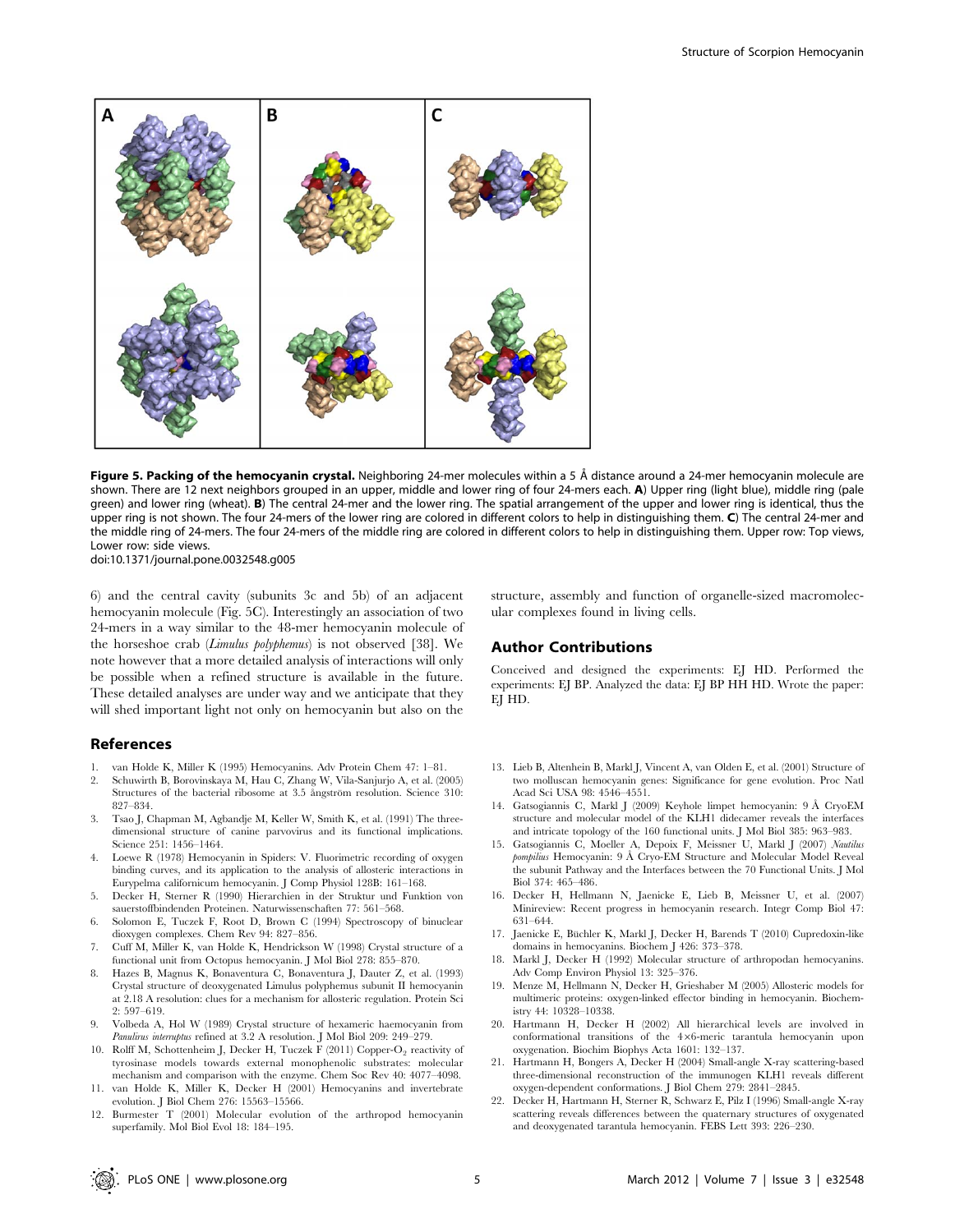**Figure 5. Packing of the hemocyanin crystal.** Neighboring 24-mer molecules within a 5 Å distance around a 24-mer hemocyanin molecule are shown. There are 12 next neighbors grouped in an upper, middle and lower ring of four 24-mers each. **A**) Upper ring (light blue), middle ring (pale green) and lower ring (wheat). **B**) The central 24-mer and the lower ring. The spatial arrangement of the upper and lower ring is identical, thus the upper ring is not shown. The four 24-mers of the lower ring are colored in different colors to help in distinguishing them. **C**) The central 24-mer and the middle ring of 24-mers. The four 24-mers of the middle ring are colored in different colors to help in distinguishing them. Upper row: Top views, Lower row: side views.
doi:10.1371/journal.pone.0032548.g005

6) and the central cavity (subunits 3c and 5b) of an adjacent hemocyanin molecule (Fig. 5C). Interestingly an association of two 24-mers in a way similar to the 48-mer hemocyanin molecule of the horseshoe crab (*Limulus polyphemus*) is not observed [38]. We note however that a more detailed analysis of interactions will only be possible when a refined structure is available in the future. These detailed analyses are under way and we anticipate that they will shed important light not only on hemocyanin but also on the structure, assembly and function of organelle-sized macromolecular complexes found in living cells.

## Author Contributions

Conceived and designed the experiments: EJ HD. Performed the experiments: EJ BP. Analyzed the data: EJ BP HH HD. Wrote the paper: EJ HD.

## References

1. van Holde K, Miller K (1995) Hemocyanins. Adv Protein Chem 47: 1–81.
2. Schuwirth B, Borovinskaya M, Hau C, Zhang W, Vila-Sanjurjo A, et al. (2005) Structures of the bacterial ribosome at 3.5 ångström resolution. Science 310: 827–834.
3. Tsao J, Chapman M, Agbandje M, Keller W, Smith K, et al. (1991) The three-dimensional structure of canine parvovirus and its functional implications. Science 251: 1456–1464.
4. Loewe R (1978) Hemocyanin in Spiders: V. Fluorimetric recording of oxygen binding curves, and its application to the analysis of allosteric interactions in Eurypelma californicum hemocyanin. J Comp Physiol 128B: 161–168.
5. Decker H, Sterner R (1990) Hierarchien in der Struktur und Funktion von sauerstoffbindenden Proteinen. Naturwissenschaften 77: 561–568.
6. Solomon E, Tuczek F, Root D, Brown C (1994) Spectroscopy of binuclear dioxygen complexes. Chem Rev 94: 827–856.
7. Cuff M, Miller K, van Holde K, Hendrickson W (1998) Crystal structure of a functional unit from Octopus hemocyanin. J Mol Biol 278: 855–870.
8. Hazes B, Magnus K, Bonaventura C, Bonaventura J, Dauter Z, et al. (1993) Crystal structure of deoxygenated Limulus polyphemus subunit II hemocyanin at 2.18 A resolution: clues for a mechanism for allosteric regulation. Protein Sci 2: 597–619.
9. Volbeda A, Hol W (1989) Crystal structure of hexameric haemocyanin from *Panulirus interruptus* refined at 3.2 A resolution. J Mol Biol 209: 249–279.
10. Rolff M, Schottenheim J, Decker H, Tuczek F (2011) Copper-$O_2$ reactivity of tyrosinase models towards external monophenolic substrates: molecular mechanism and comparison with the enzyme. Chem Soc Rev 40: 4077–4098.
11. van Holde K, Miller K, Decker H (2001) Hemocyanins and invertebrate evolution. J Biol Chem 276: 15563–15566.
12. Burmester T (2001) Molecular evolution of the arthropod hemocyanin superfamily. Mol Biol Evol 18: 184–195.
13. Lieb B, Altenhein B, Markl J, Vincent A, van Olden E, et al. (2001) Structure of two molluscan hemocyanin genes: Significance for gene evolution. Proc Natl Acad Sci USA 98: 4546–4551.
14. Gatsogiannis C, Markl J (2009) Keyhole limpet hemocyanin: 9 Å CryoEM structure and molecular model of the KLH1 didecamer reveals the interfaces and intricate topology of the 160 functional units. J Mol Biol 385: 963–983.
15. Gatsogiannis C, Moeller A, Depoix F, Meissner U, Markl J (2007) *Nautilus pompilius* Hemocyanin: 9 Å Cryo-EM Structure and Molecular Model Reveal the Subunit Pathway and the Interfaces between the 70 Functional Units. J Mol Biol 374: 465–486.
16. Decker H, Hellmann N, Jaenicke E, Lieb B, Meissner U, et al. (2007) Minireview: Recent progress in hemocyanin research. Integr Comp Biol 47: 631–644.
17. Jaenicke E, Büchler K, Markl J, Decker H, Barends T (2010) Cupredoxin-like domains in hemocyanins. Biochem J 426: 373–378.
18. Markl J, Decker H (1992) Molecular structure of arthropodan hemocyanins. Adv Comp Environ Physiol 13: 325–376.
19. Menze M, Hellmann N, Decker H, Grieshaber M (2005) Allosteric models for multimeric proteins: oxygen-linked effector binding in hemocyanin. Biochemistry 44: 10328–10338.
20. Hartmann H, Decker H (2002) All hierarchical levels are involved in conformational transitions of the 4×6-meric tarantula hemocyanin upon oxygenation. Biochim Biophys Acta 1601: 132–137.
21. Hartmann H, Bongers A, Decker H (2004) Small-angle X-ray scattering-based three-dimensional reconstruction of the immunogen KLH1 reveals different oxygen-dependent conformations. J Biol Chem 279: 2841–2845.
22. Decker H, Hartmann H, Sterner R, Schwarz E, Pilz I (1996) Small-angle X-ray scattering reveals differences between the quaternary structures of oxygenated and deoxygenated tarantula hemocyanin. FEBS Lett 393: 226–230.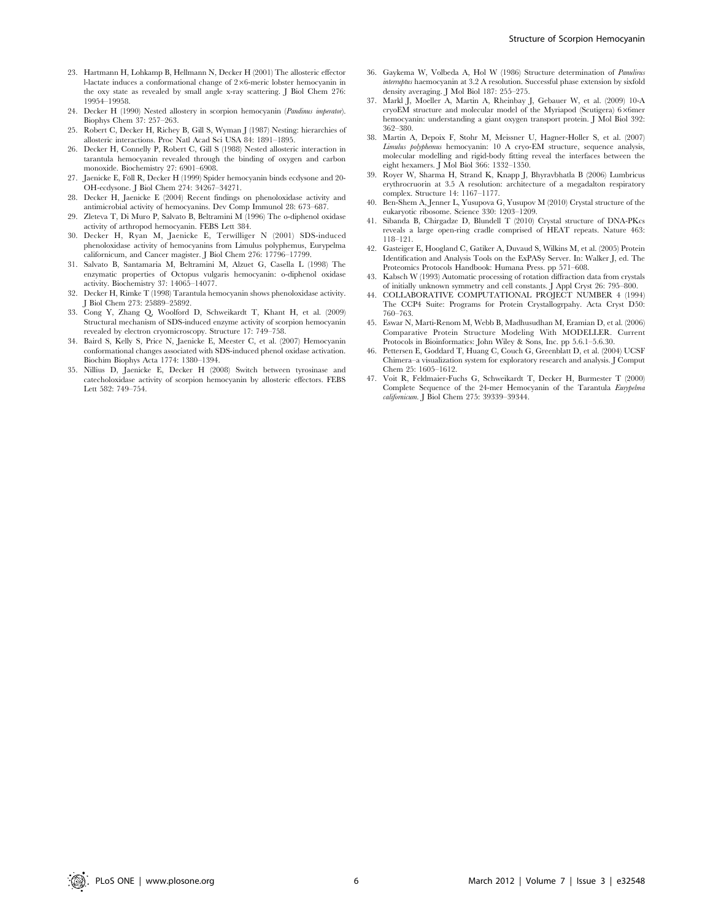23. Hartmann H, Lohkamp B, Hellmann N, Decker H (2001) The allosteric effector l-lactate induces a conformational change of 2×6-meric lobster hemocyanin in the oxy state as revealed by small angle x-ray scattering. J Biol Chem 276: 19954–19958.
24. Decker H (1990) Nested allostery in scorpion hemocyanin (*Pandinus imperator*). Biophys Chem 37: 257–263.
25. Robert C, Decker H, Richey B, Gill S, Wyman J (1987) Nesting: hierarchies of allosteric interactions. Proc Natl Acad Sci USA 84: 1891–1895.
26. Decker H, Connelly P, Robert C, Gill S (1988) Nested allosteric interaction in tarantula hemocyanin revealed through the binding of oxygen and carbon monoxide. Biochemistry 27: 6901–6908.
27. Jaenicke E, Föll R, Decker H (1999) Spider hemocyanin binds ecdysone and 20-OH-ecdysone. J Biol Chem 274: 34267–34271.
28. Decker H, Jaenicke E (2004) Recent findings on phenoloxidase activity and antimicrobial activity of hemocyanins. Dev Comp Immunol 28: 673–687.
29. Zleteva T, Di Muro P, Salvato B, Beltramini M (1996) The o-diphenol oxidase activity of arthropod hemocyanin. FEBS Lett 384.
30. Decker H, Ryan M, Jaenicke E, Terwilliger N (2001) SDS-induced phenoloxidase activity of hemocyanins from Limulus polyphemus, Eurypelma californicum, and Cancer magister. J Biol Chem 276: 17796–17799.
31. Salvato B, Santamaria M, Beltramini M, Alzuet G, Casella L (1998) The enzymatic properties of Octopus vulgaris hemocyanin: o-diphenol oxidase activity. Biochemistry 37: 14065–14077.
32. Decker H, Rimke T (1998) Tarantula hemocyanin shows phenoloxidase activity. J Biol Chem 273: 25889–25892.
33. Cong Y, Zhang Q, Woolford D, Schweikardt T, Khant H, et al. (2009) Structural mechanism of SDS-induced enzyme activity of scorpion hemocyanin revealed by electron cryomicroscopy. Structure 17: 749–758.
34. Baird S, Kelly S, Price N, Jaenicke E, Meester C, et al. (2007) Hemocyanin conformational changes associated with SDS-induced phenol oxidase activation. Biochim Biophys Acta 1774: 1380–1394.
35. Nillius D, Jaenicke E, Decker H (2008) Switch between tyrosinase and catecholoxidase activity of scorpion hemocyanin by allosteric effectors. FEBS Lett 582: 749–754.
36. Gaykema W, Volbeda A, Hol W (1986) Structure determination of *Panulirus interruptus* haemocyanin at 3.2 A resolution. Successful phase extension by sixfold density averaging. J Mol Biol 187: 255–275.
37. Markl J, Moeller A, Martin A, Rheinbay J, Gebauer W, et al. (2009) 10-A cryoEM structure and molecular model of the Myriapod (Scutigera) 6×6mer hemocyanin: understanding a giant oxygen transport protein. J Mol Biol 392: 362–380.
38. Martin A, Depoix F, Stohr M, Meissner U, Hagner-Holler S, et al. (2007) *Limulus polyphemus* hemocyanin: 10 A cryo-EM structure, sequence analysis, molecular modelling and rigid-body fitting reveal the interfaces between the eight hexamers. J Mol Biol 366: 1332–1350.
39. Royer W, Sharma H, Strand K, Knapp J, Bhyravbhatla B (2006) Lumbricus erythrocruorin at 3.5 A resolution: architecture of a megadalton respiratory complex. Structure 14: 1167–1177.
40. Ben-Shem A, Jenner L, Yusupova G, Yusupov M (2010) Crystal structure of the eukaryotic ribosome. Science 330: 1203–1209.
41. Sibanda B, Chirgadze D, Blundell T (2010) Crystal structure of DNA-PKcs reveals a large open-ring cradle comprised of HEAT repeats. Nature 463: 118–121.
42. Gasteiger E, Hoogland C, Gatiker A, Duvaud S, Wilkins M, et al. (2005) Protein Identification and Analysis Tools on the ExPASy Server. In: Walker J, ed. The Proteomics Protocols Handbook: Humana Press. pp 571–608.
43. Kabsch W (1993) Automatic processing of rotation diffraction data from crystals of initially unknown symmetry and cell constants. J Appl Cryst 26: 795–800.
44. COLLABORATIVE COMPUTATIONAL PROJECT NUMBER 4 (1994) The CCP4 Suite: Programs for Protein Crystallogrpahy. Acta Cryst D50: 760–763.
45. Eswar N, Marti-Renom M, Webb B, Madhusudhan M, Eramian D, et al. (2006) Comparative Protein Structure Modeling With MODELLER. Current Protocols in Bioinformatics: John Wiley & Sons, Inc. pp 5.6.1–5.6.30.
46. Pettersen E, Goddard T, Huang C, Couch G, Greenblatt D, et al. (2004) UCSF Chimera–a visualization system for exploratory research and analysis. J Comput Chem 25: 1605–1612.
47. Voit R, Feldmaier-Fuchs G, Schweikardt T, Decker H, Burmester T (2000) Complete Sequence of the 24-mer Hemocyanin of the Tarantula *Eurypelma californicum*. J Biol Chem 275: 39339–39344.